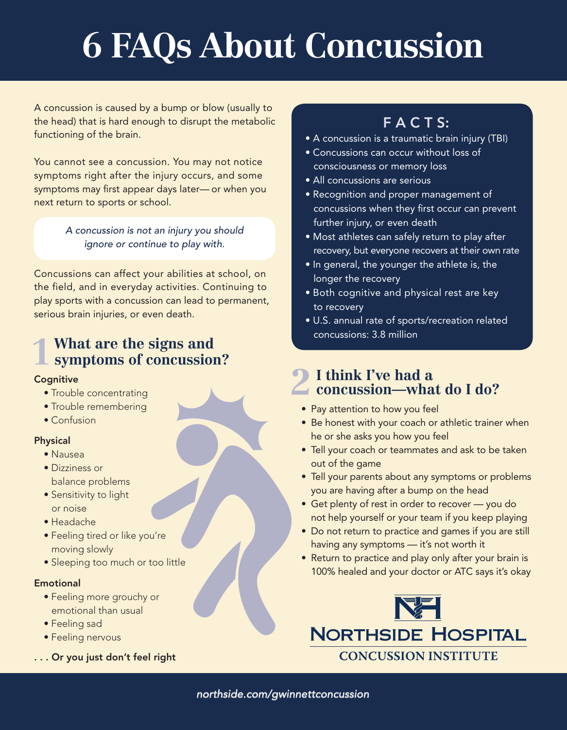# 6 FAQs About Concussion

A concussion is caused by a bump or blow (usually to the head) that is hard enough to disrupt the metabolic functioning of the brain.

You cannot see a concussion. You may not notice symptoms right after the injury occurs, and some symptoms may first appear days later— or when you next return to sports or school.

*A concussion is not an injury you should ignore or continue to play with.*

Concussions can affect your abilities at school, on the field, and in everyday activities. Continuing to play sports with a concussion can lead to permanent, serious brain injuries, or even death.

## FACTS:

- A concussion is a traumatic brain injury (TBI)
- Concussions can occur without loss of consciousness or memory loss
- All concussions are serious
- Recognition and proper management of concussions when they first occur can prevent further injury, or even death
- Most athletes can safely return to play after recovery, but everyone recovers at their own rate
- In general, the younger the athlete is, the longer the recovery
- Both cognitive and physical rest are key to recovery
- U.S. annual rate of sports/recreation related concussions: 3.8 million

## 1 What are the signs and symptoms of concussion?

**Cognitive**

- Trouble concentrating
- Trouble remembering
- Confusion

**Physical**

- Nausea
- Dizziness or balance problems
- Sensitivity to light or noise
- Headache
- Feeling tired or like you're moving slowly
- Sleeping too much or too little

**Emotional**

- Feeling more grouchy or emotional than usual
- Feeling sad
- Feeling nervous

. . . **Or you just don't feel right**

## 2 I think I've had a concussion—what do I do?

- Pay attention to how you feel
- Be honest with your coach or athletic trainer when he or she asks you how you feel
- Tell your coach or teammates and ask to be taken out of the game
- Tell your parents about any symptoms or problems you are having after a bump on the head
- Get plenty of rest in order to recover — you do not help yourself or your team if you keep playing
- Do not return to practice and games if you are still having any symptoms — it's not worth it
- Return to practice and play only after your brain is 100% healed and your doctor or ATC says it's okay

NORTHSIDE HOSPITAL
CONCUSSION INSTITUTE

*northside.com/gwinnettconcussion*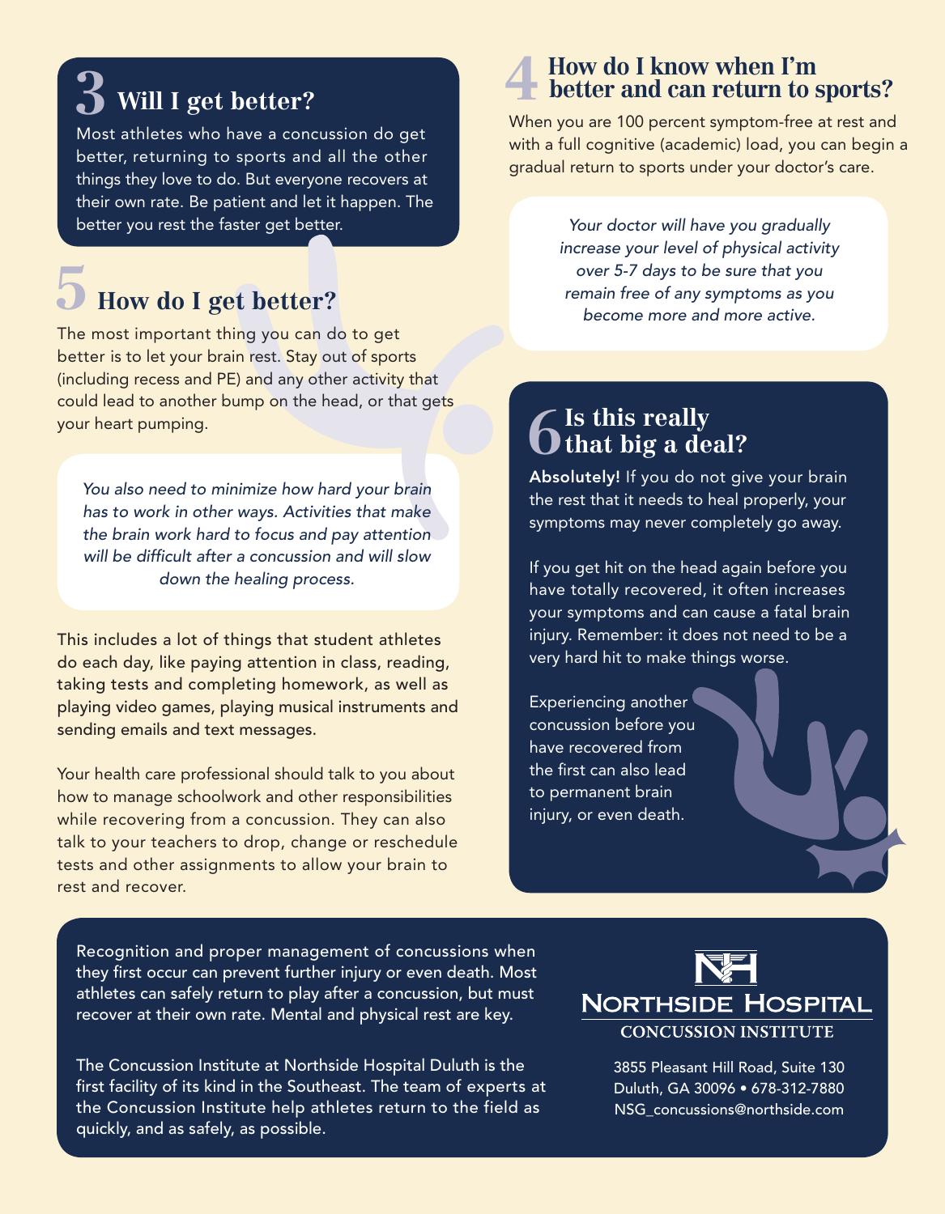## 3 Will I get better?

Most athletes who have a concussion do get better, returning to sports and all the other things they love to do. But everyone recovers at their own rate. Be patient and let it happen. The better you rest the faster get better.

## 5 How do I get better?

The most important thing you can do to get better is to let your brain rest. Stay out of sports (including recess and PE) and any other activity that could lead to another bump on the head, or that gets your heart pumping.

*You also need to minimize how hard your brain has to work in other ways. Activities that make the brain work hard to focus and pay attention will be difficult after a concussion and will slow down the healing process.*

This includes a lot of things that student athletes do each day, like paying attention in class, reading, taking tests and completing homework, as well as playing video games, playing musical instruments and sending emails and text messages.

Your health care professional should talk to you about how to manage schoolwork and other responsibilities while recovering from a concussion. They can also talk to your teachers to drop, change or reschedule tests and other assignments to allow your brain to rest and recover.

## 4 How do I know when I'm better and can return to sports?

When you are 100 percent symptom-free at rest and with a full cognitive (academic) load, you can begin a gradual return to sports under your doctor's care.

*Your doctor will have you gradually increase your level of physical activity over 5-7 days to be sure that you remain free of any symptoms as you become more and more active.*

## 6 Is this really that big a deal?

**Absolutely!** If you do not give your brain the rest that it needs to heal properly, your symptoms may never completely go away.

If you get hit on the head again before you have totally recovered, it often increases your symptoms and can cause a fatal brain injury. Remember: it does not need to be a very hard hit to make things worse.

Experiencing another concussion before you have recovered from the first can also lead to permanent brain injury, or even death.

Recognition and proper management of concussions when they first occur can prevent further injury or even death. Most athletes can safely return to play after a concussion, but must recover at their own rate. Mental and physical rest are key.

The Concussion Institute at Northside Hospital Duluth is the first facility of its kind in the Southeast. The team of experts at the Concussion Institute help athletes return to the field as quickly, and as safely, as possible.

**NORTHSIDE HOSPITAL**
CONCUSSION INSTITUTE

3855 Pleasant Hill Road, Suite 130
Duluth, GA 30096 • 678-312-7880
NSG_concussions@northside.com